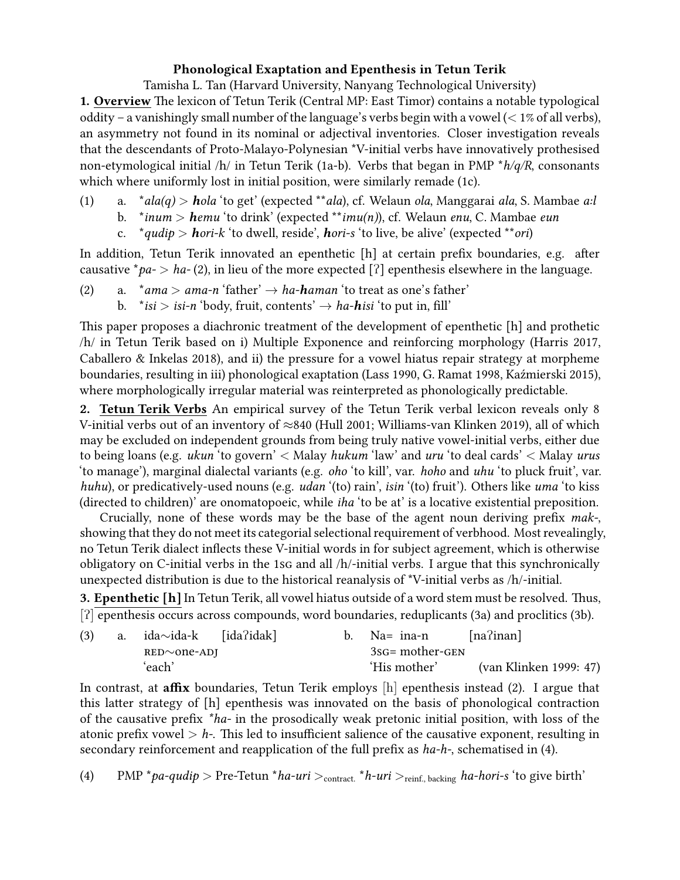**Phonological Exaptation and Epenthesis in Tetun Terik**

Tamisha L. Tan (Harvard University, Nanyang Technological University)

**1. <u>Overview</u>** The lexicon of Tetun Terik (Central MP: East Timor) contains a notable typological oddity – a vanishingly small number of the language's verbs begin with a vowel (< 1% of all verbs), an asymmetry not found in its nominal or adjectival inventories. Closer investigation reveals that the descendants of Proto-Malayo-Polynesian *V-initial verbs have innovatively prothesised non-etymological initial /h/ in Tetun Terik (1a-b). Verbs that began in PMP **h/q/R*, consonants which where uniformly lost in initial position, were similarly remade (1c).

(1) a. **ala(q)* > ***h**ola* 'to get' (expected ***ala*), cf. Welaun *ola*, Manggarai *ala*, S. Mambae *a:l*
  b. **inum* > ***h**emu* 'to drink' (expected ***imu(n)*), cf. Welaun *enu*, C. Mambae *eun*
  c. **qudip* > ***h**ori-k* 'to dwell, reside', ***h**ori-s* 'to live, be alive' (expected ***ori*)

In addition, Tetun Terik innovated an epenthetic [h] at certain prefix boundaries, e.g. after causative **pa-* > *ha-* (2), in lieu of the more expected [ʔ] epenthesis elsewhere in the language.

(2) a. **ama* > *ama-n* 'father' → *ha-**h**aman* 'to treat as one's father'
  b. **isi* > *isi-n* 'body, fruit, contents' → *ha-**h**isi* 'to put in, fill'

This paper proposes a diachronic treatment of the development of epenthetic [h] and prothetic /h/ in Tetun Terik based on i) Multiple Exponence and reinforcing morphology (Harris 2017, Caballero & Inkelas 2018), and ii) the pressure for a vowel hiatus repair strategy at morpheme boundaries, resulting in iii) phonological exaptation (Lass 1990, G. Ramat 1998, Kaźmierski 2015), where morphologically irregular material was reinterpreted as phonologically predictable.

**2. <u>Tetun Terik Verbs</u>** An empirical survey of the Tetun Terik verbal lexicon reveals only 8 V-initial verbs out of an inventory of ≈840 (Hull 2001; Williams-van Klinken 2019), all of which may be excluded on independent grounds from being truly native vowel-initial verbs, either due to being loans (e.g. *ukun* 'to govern' < Malay *hukum* 'law' and *uru* 'to deal cards' < Malay *urus* 'to manage'), marginal dialectal variants (e.g. *oho* 'to kill', var. *hoho* and *uhu* 'to pluck fruit', var. *huhu*), or predicatively-used nouns (e.g. *udan* '(to) rain', *isin* '(to) fruit'). Others like *uma* 'to kiss (directed to children)' are onomatopoeic, while *iha* 'to be at' is a locative existential preposition.

Crucially, none of these words may be the base of the agent noun deriving prefix *mak-*, showing that they do not meet its categorial selectional requirement of verbhood. Most revealingly, no Tetun Terik dialect inflects these V-initial words in for subject agreement, which is otherwise obligatory on C-initial verbs in the 1SG and all /h/-initial verbs. I argue that this synchronically unexpected distribution is due to the historical reanalysis of *V-initial verbs as /h/-initial.

**3. <u>Epenthetic [h]</u>** In Tetun Terik, all vowel hiatus outside of a word stem must be resolved. Thus, [ʔ] epenthesis occurs across compounds, word boundaries, reduplicants (3a) and proclitics (3b).

(3) a. ida∼ida-k [idaʔidak]
    RED∼one-ADJ
    'each'
  b. Na= ina-n [naʔinan]
    3SG= mother-GEN
    'His mother' (van Klinken 1999: 47)

In contrast, at **affix** boundaries, Tetun Terik employs [h] epenthesis instead (2). I argue that this latter strategy of [h] epenthesis was innovated on the basis of phonological contraction of the causative prefix **ha-* in the prosodically weak pretonic initial position, with loss of the atonic prefix vowel > *h-*. This led to insufficient salience of the causative exponent, resulting in secondary reinforcement and reapplication of the full prefix as *ha-h-*, schematised in (4).

(4) PMP **pa-qudip* > Pre-Tetun **ha-uri* $>_{\text{contract.}}$ **h-uri* $>_{\text{reinf., backing}}$ *ha-hori-s* 'to give birth'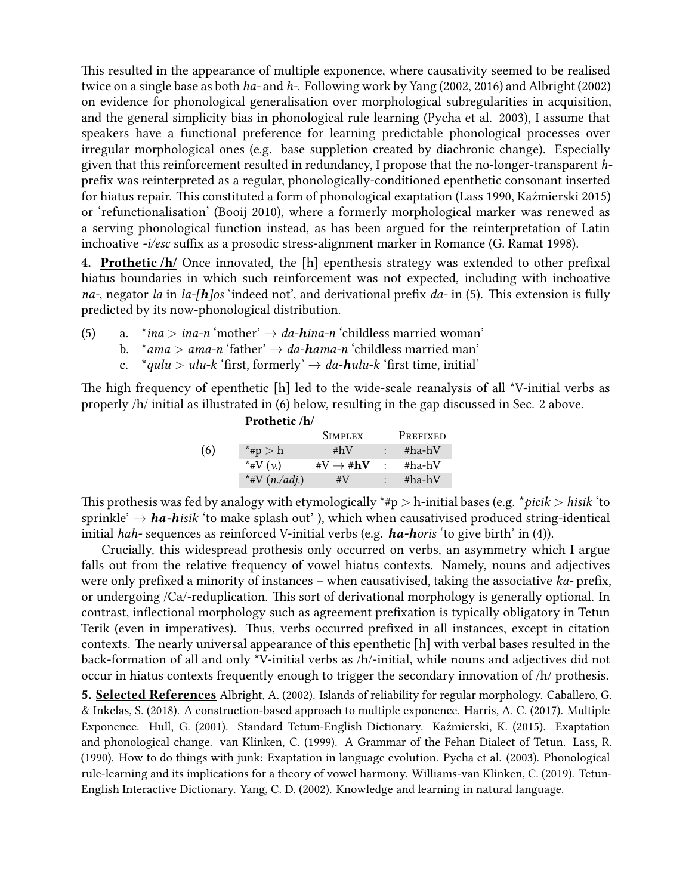This resulted in the appearance of multiple exponence, where causativity seemed to be realised twice on a single base as both *ha-* and *h-*. Following work by Yang (2002, 2016) and Albright (2002) on evidence for phonological generalisation over morphological subregularities in acquisition, and the general simplicity bias in phonological rule learning (Pycha et al. 2003), I assume that speakers have a functional preference for learning predictable phonological processes over irregular morphological ones (e.g. base suppletion created by diachronic change). Especially given that this reinforcement resulted in redundancy, I propose that the no-longer-transparent *h-* prefix was reinterpreted as a regular, phonologically-conditioned epenthetic consonant inserted for hiatus repair. This constituted a form of phonological exaptation (Lass 1990, Kaźmierski 2015) or 'refunctionalisation' (Booij 2010), where a formerly morphological marker was renewed as a serving phonological function instead, as has been argued for the reinterpretation of Latin inchoative *-i/esc* suffix as a prosodic stress-alignment marker in Romance (G. Ramat 1998).

**4. Prothetic /h/** Once innovated, the [h] epenthesis strategy was extended to other prefixal hiatus boundaries in which such reinforcement was not expected, including with inchoative *na-*, negator *la* in *la-[**h**]os* 'indeed not', and derivational prefix *da-* in (5). This extension is fully predicted by its now-phonological distribution.

(5)
a. \**ina* > *ina-n* 'mother' → *da-**h**ina-n* 'childless married woman'
b. \**ama* > *ama-n* 'father' → *da-**h**ama-n* 'childless married man'
c. \**qulu* > *ulu-k* 'first, formerly' → *da-**h**ulu-k* 'first time, initial'

The high frequency of epenthetic [h] led to the wide-scale reanalysis of all \*V-initial verbs as properly /h/ initial as illustrated in (6) below, resulting in the gap discussed in Sec. 2 above.

(6) **Prothetic /h/**

| | Simplex | | Prefixed |
|---|---|---|---|
| \*#p > h | #hV | : | #ha-hV |
| \*#V (*v.*) | #V → #**hV** | : | #ha-hV |
| \*#V (*n./adj.*) | #V | : | #ha-hV |

This prothesis was fed by analogy with etymologically \*#p > h-initial bases (e.g. \**picik* > *hisik* 'to sprinkle' → ***ha-h**isik* 'to make splash out' ), which when causativised produced string-identical initial *hah-* sequences as reinforced V-initial verbs (e.g. ***ha-h**oris* 'to give birth' in (4)).

Crucially, this widespread prothesis only occurred on verbs, an asymmetry which I argue falls out from the relative frequency of vowel hiatus contexts. Namely, nouns and adjectives were only prefixed a minority of instances – when causativised, taking the associative *ka-* prefix, or undergoing /Ca/-reduplication. This sort of derivational morphology is generally optional. In contrast, inflectional morphology such as agreement prefixation is typically obligatory in Tetun Terik (even in imperatives). Thus, verbs occurred prefixed in all instances, except in citation contexts. The nearly universal appearance of this epenthetic [h] with verbal bases resulted in the back-formation of all and only \*V-initial verbs as /h/-initial, while nouns and adjectives did not occur in hiatus contexts frequently enough to trigger the secondary innovation of /h/ prothesis.

**5. Selected References** Albright, A. (2002). Islands of reliability for regular morphology. Caballero, G. & Inkelas, S. (2018). A construction-based approach to multiple exponence. Harris, A. C. (2017). Multiple Exponence. Hull, G. (2001). Standard Tetum-English Dictionary. Kaźmierski, K. (2015). Exaptation and phonological change. van Klinken, C. (1999). A Grammar of the Fehan Dialect of Tetun. Lass, R. (1990). How to do things with junk: Exaptation in language evolution. Pycha et al. (2003). Phonological rule-learning and its implications for a theory of vowel harmony. Williams-van Klinken, C. (2019). Tetun-English Interactive Dictionary. Yang, C. D. (2002). Knowledge and learning in natural language.